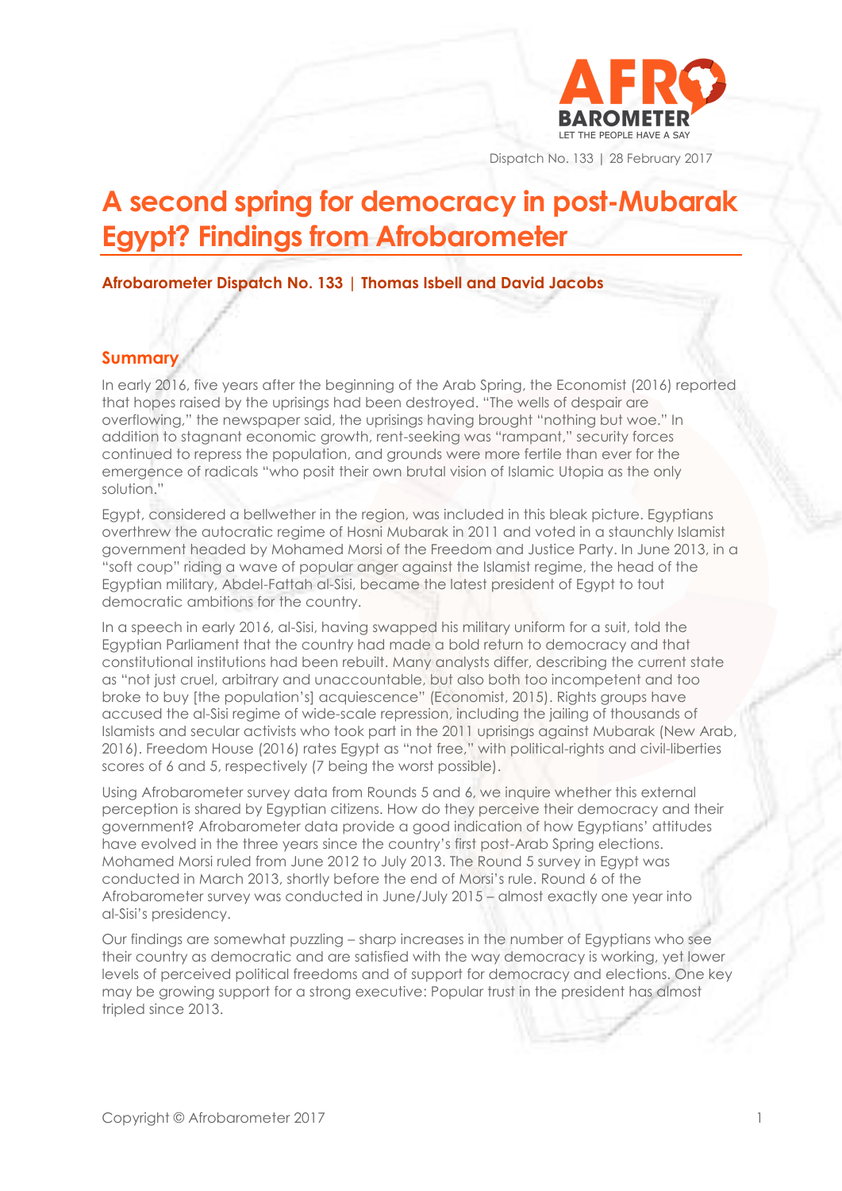Dispatch No. 133 | 28 February 2017

# A second spring for democracy in post-Mubarak Egypt? Findings from Afrobarometer

**Afrobarometer Dispatch No. 133 | Thomas Isbell and David Jacobs**

## Summary

In early 2016, five years after the beginning of the Arab Spring, the Economist (2016) reported that hopes raised by the uprisings had been destroyed. "The wells of despair are overflowing," the newspaper said, the uprisings having brought "nothing but woe." In addition to stagnant economic growth, rent-seeking was "rampant," security forces continued to repress the population, and grounds were more fertile than ever for the emergence of radicals "who posit their own brutal vision of Islamic Utopia as the only solution."

Egypt, considered a bellwether in the region, was included in this bleak picture. Egyptians overthrew the autocratic regime of Hosni Mubarak in 2011 and voted in a staunchly Islamist government headed by Mohamed Morsi of the Freedom and Justice Party. In June 2013, in a "soft coup" riding a wave of popular anger against the Islamist regime, the head of the Egyptian military, Abdel-Fattah al-Sisi, became the latest president of Egypt to tout democratic ambitions for the country.

In a speech in early 2016, al-Sisi, having swapped his military uniform for a suit, told the Egyptian Parliament that the country had made a bold return to democracy and that constitutional institutions had been rebuilt. Many analysts differ, describing the current state as "not just cruel, arbitrary and unaccountable, but also both too incompetent and too broke to buy [the population's] acquiescence" (Economist, 2015). Rights groups have accused the al-Sisi regime of wide-scale repression, including the jailing of thousands of Islamists and secular activists who took part in the 2011 uprisings against Mubarak (New Arab, 2016). Freedom House (2016) rates Egypt as "not free," with political-rights and civil-liberties scores of 6 and 5, respectively (7 being the worst possible).

Using Afrobarometer survey data from Rounds 5 and 6, we inquire whether this external perception is shared by Egyptian citizens. How do they perceive their democracy and their government? Afrobarometer data provide a good indication of how Egyptians' attitudes have evolved in the three years since the country's first post-Arab Spring elections. Mohamed Morsi ruled from June 2012 to July 2013. The Round 5 survey in Egypt was conducted in March 2013, shortly before the end of Morsi's rule. Round 6 of the Afrobarometer survey was conducted in June/July 2015 – almost exactly one year into al-Sisi's presidency.

Our findings are somewhat puzzling – sharp increases in the number of Egyptians who see their country as democratic and are satisfied with the way democracy is working, yet lower levels of perceived political freedoms and of support for democracy and elections. One key may be growing support for a strong executive: Popular trust in the president has almost tripled since 2013.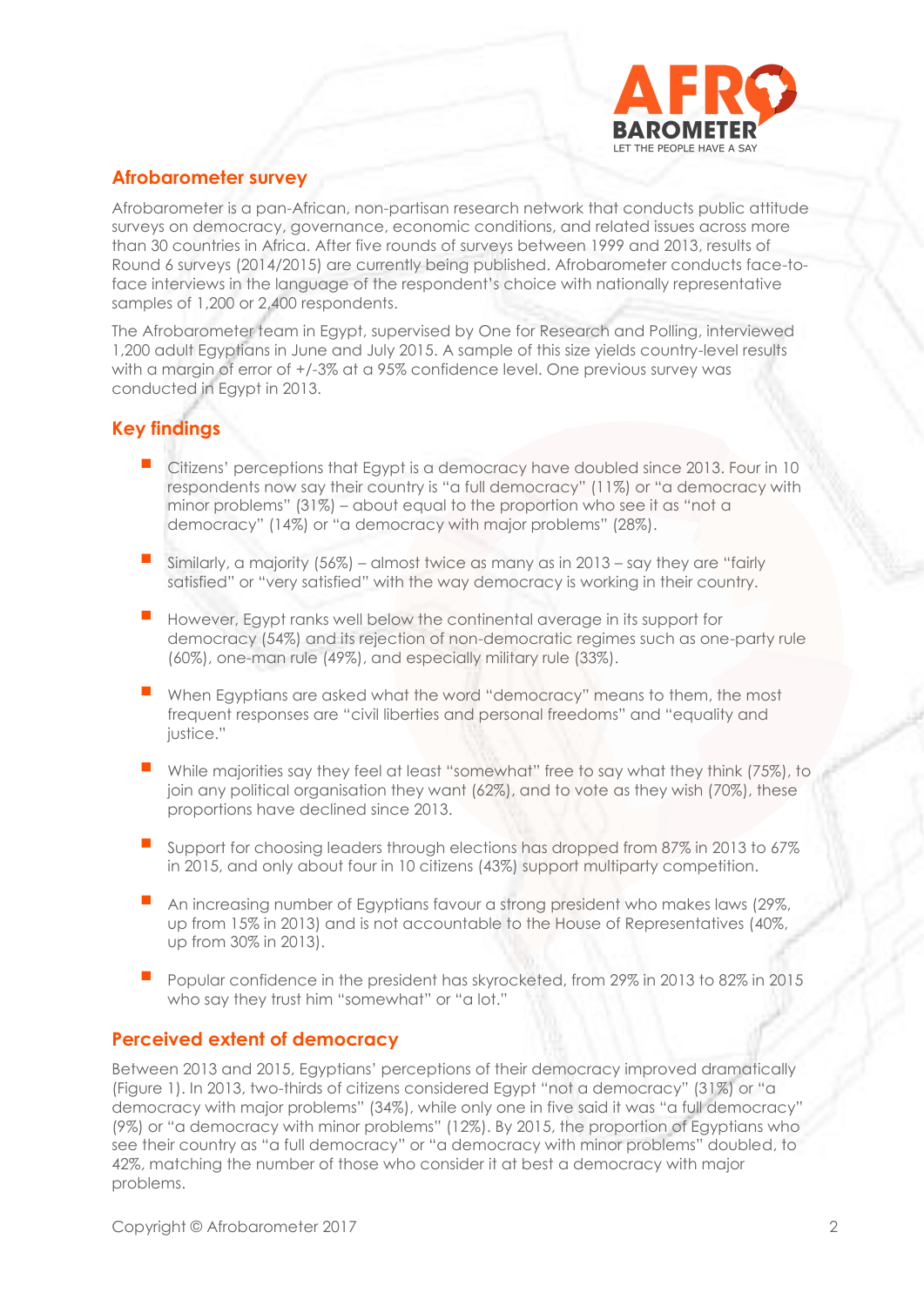## Afrobarometer survey

Afrobarometer is a pan-African, non-partisan research network that conducts public attitude surveys on democracy, governance, economic conditions, and related issues across more than 30 countries in Africa. After five rounds of surveys between 1999 and 2013, results of Round 6 surveys (2014/2015) are currently being published. Afrobarometer conducts face-to-face interviews in the language of the respondent's choice with nationally representative samples of 1,200 or 2,400 respondents.

The Afrobarometer team in Egypt, supervised by One for Research and Polling, interviewed 1,200 adult Egyptians in June and July 2015. A sample of this size yields country-level results with a margin of error of +/-3% at a 95% confidence level. One previous survey was conducted in Egypt in 2013.

## Key findings

- Citizens' perceptions that Egypt is a democracy have doubled since 2013. Four in 10 respondents now say their country is "a full democracy" (11%) or "a democracy with minor problems" (31%) – about equal to the proportion who see it as "not a democracy" (14%) or "a democracy with major problems" (28%).
- Similarly, a majority (56%) – almost twice as many as in 2013 – say they are "fairly satisfied" or "very satisfied" with the way democracy is working in their country.
- However, Egypt ranks well below the continental average in its support for democracy (54%) and its rejection of non-democratic regimes such as one-party rule (60%), one-man rule (49%), and especially military rule (33%).
- When Egyptians are asked what the word "democracy" means to them, the most frequent responses are "civil liberties and personal freedoms" and "equality and justice."
- While majorities say they feel at least "somewhat" free to say what they think (75%), to join any political organisation they want (62%), and to vote as they wish (70%), these proportions have declined since 2013.
- Support for choosing leaders through elections has dropped from 87% in 2013 to 67% in 2015, and only about four in 10 citizens (43%) support multiparty competition.
- An increasing number of Egyptians favour a strong president who makes laws (29%, up from 15% in 2013) and is not accountable to the House of Representatives (40%, up from 30% in 2013).
- Popular confidence in the president has skyrocketed, from 29% in 2013 to 82% in 2015 who say they trust him "somewhat" or "a lot."

## Perceived extent of democracy

Between 2013 and 2015, Egyptians' perceptions of their democracy improved dramatically (Figure 1). In 2013, two-thirds of citizens considered Egypt "not a democracy" (31%) or "a democracy with major problems" (34%), while only one in five said it was "a full democracy" (9%) or "a democracy with minor problems" (12%). By 2015, the proportion of Egyptians who see their country as "a full democracy" or "a democracy with minor problems" doubled, to 42%, matching the number of those who consider it at best a democracy with major problems.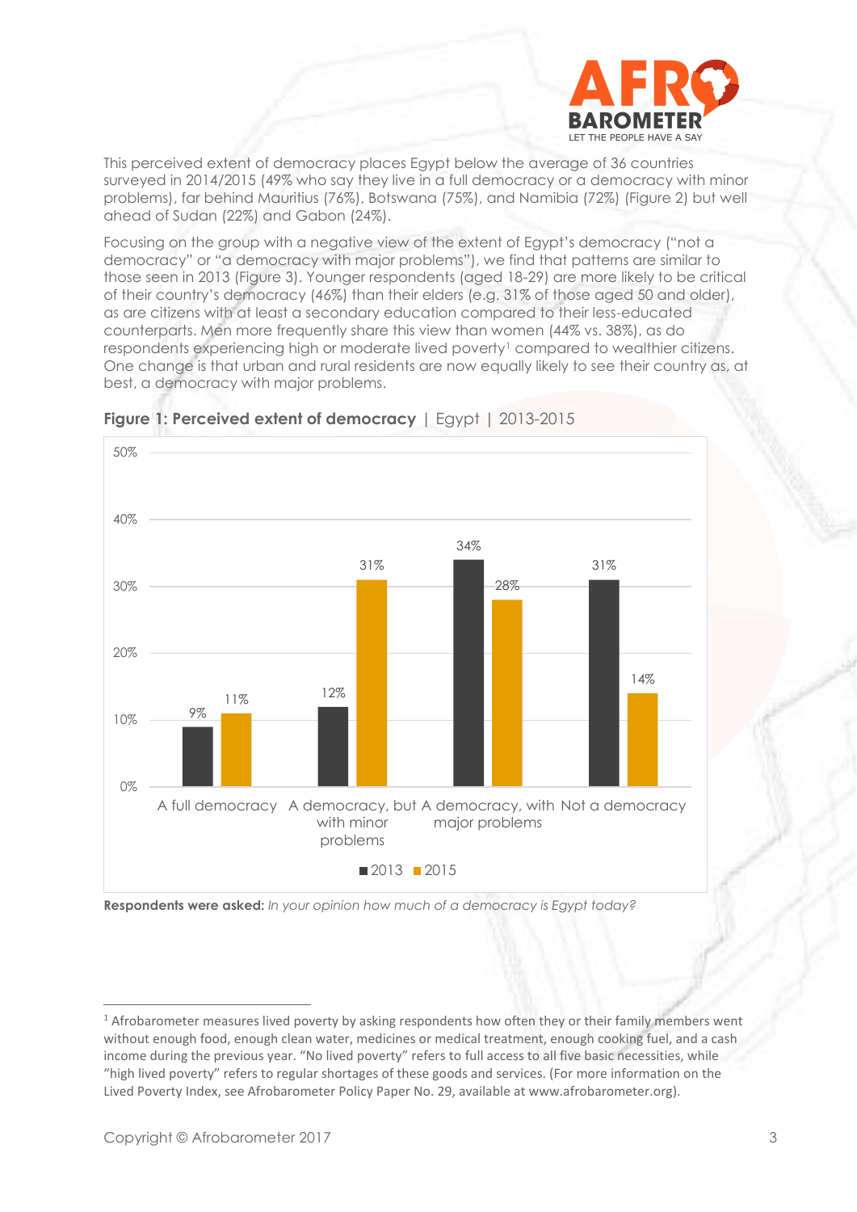This perceived extent of democracy places Egypt below the average of 36 countries surveyed in 2014/2015 (49% who say they live in a full democracy or a democracy with minor problems), far behind Mauritius (76%), Botswana (75%), and Namibia (72%) (Figure 2) but well ahead of Sudan (22%) and Gabon (24%).

Focusing on the group with a negative view of the extent of Egypt's democracy ("not a democracy" or "a democracy with major problems"), we find that patterns are similar to those seen in 2013 (Figure 3). Younger respondents (aged 18-29) are more likely to be critical of their country's democracy (46%) than their elders (e.g. 31% of those aged 50 and older), as are citizens with at least a secondary education compared to their less-educated counterparts. Men more frequently share this view than women (44% vs. 38%), as do respondents experiencing high or moderate lived poverty[1] compared to wealthier citizens. One change is that urban and rural residents are now equally likely to see their country as, at best, a democracy with major problems.

**Figure 1: Perceived extent of democracy** | Egypt | 2013-2015

| | 2013 | 2015 |
|---|---|---|
| A full democracy | 9% | 11% |
| A democracy, but with minor problems | 12% | 31% |
| A democracy, with major problems | 34% | 28% |
| Not a democracy | 31% | 14% |

**Respondents were asked:** *In your opinion how much of a democracy is Egypt today?*

[1] Afrobarometer measures lived poverty by asking respondents how often they or their family members went without enough food, enough clean water, medicines or medical treatment, enough cooking fuel, and a cash income during the previous year. "No lived poverty" refers to full access to all five basic necessities, while "high lived poverty" refers to regular shortages of these goods and services. (For more information on the Lived Poverty Index, see Afrobarometer Policy Paper No. 29, available at www.afrobarometer.org).

Copyright © Afrobarometer 2017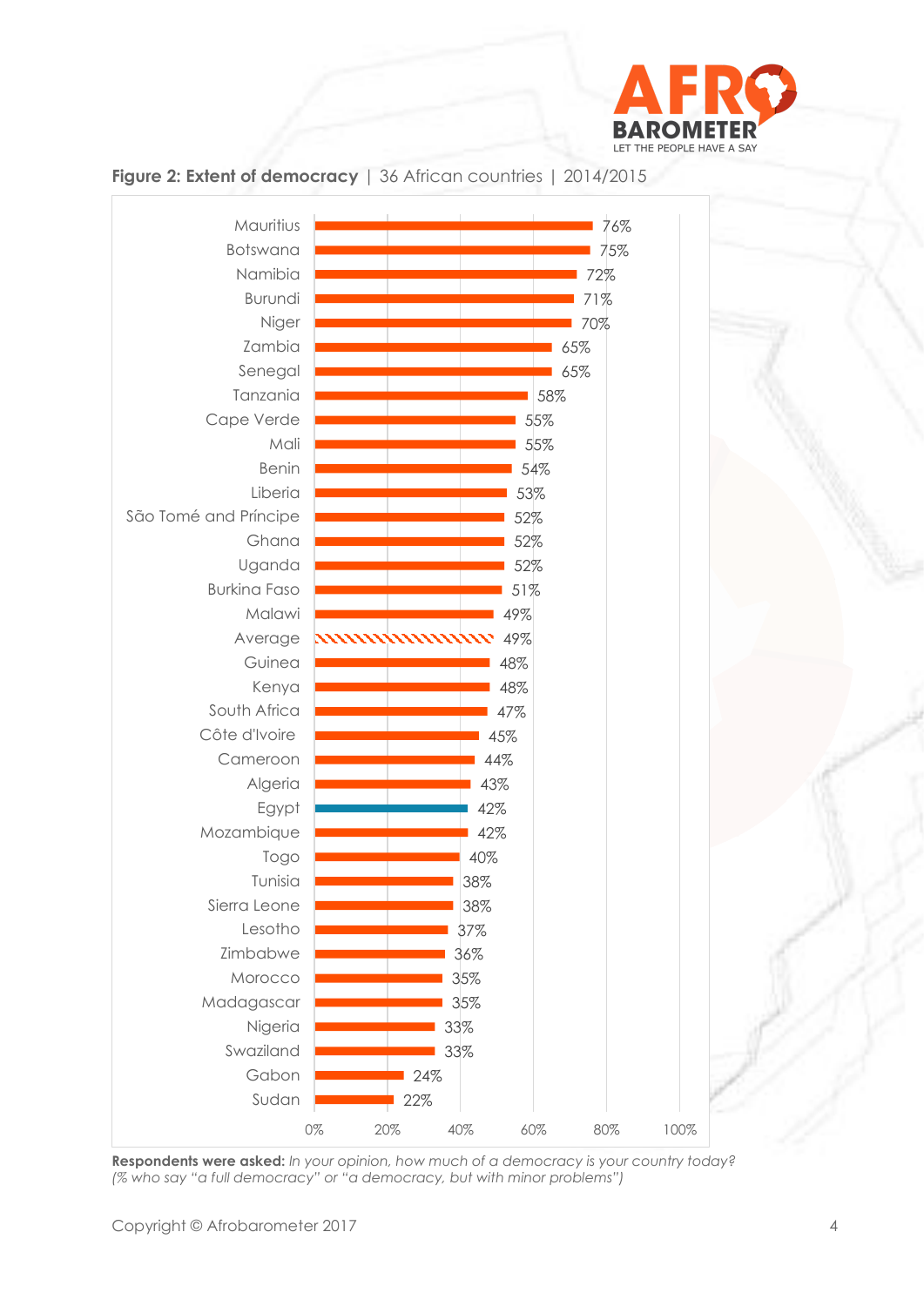**Figure 2: Extent of democracy** | 36 African countries | 2014/2015

| Country | % |
|---|---|
| Mauritius | 76% |
| Botswana | 75% |
| Namibia | 72% |
| Burundi | 71% |
| Niger | 70% |
| Zambia | 65% |
| Senegal | 65% |
| Tanzania | 58% |
| Cape Verde | 55% |
| Mali | 55% |
| Benin | 54% |
| Liberia | 53% |
| São Tomé and Príncipe | 52% |
| Ghana | 52% |
| Uganda | 52% |
| Burkina Faso | 51% |
| Malawi | 49% |
| Average | 49% |
| Guinea | 48% |
| Kenya | 48% |
| South Africa | 47% |
| Côte d'Ivoire | 45% |
| Cameroon | 44% |
| Algeria | 43% |
| Egypt | 42% |
| Mozambique | 42% |
| Togo | 40% |
| Tunisia | 38% |
| Sierra Leone | 38% |
| Lesotho | 37% |
| Zimbabwe | 36% |
| Morocco | 35% |
| Madagascar | 35% |
| Nigeria | 33% |
| Swaziland | 33% |
| Gabon | 24% |
| Sudan | 22% |

**Respondents were asked:** *In your opinion, how much of a democracy is your country today? (% who say "a full democracy" or "a democracy, but with minor problems")*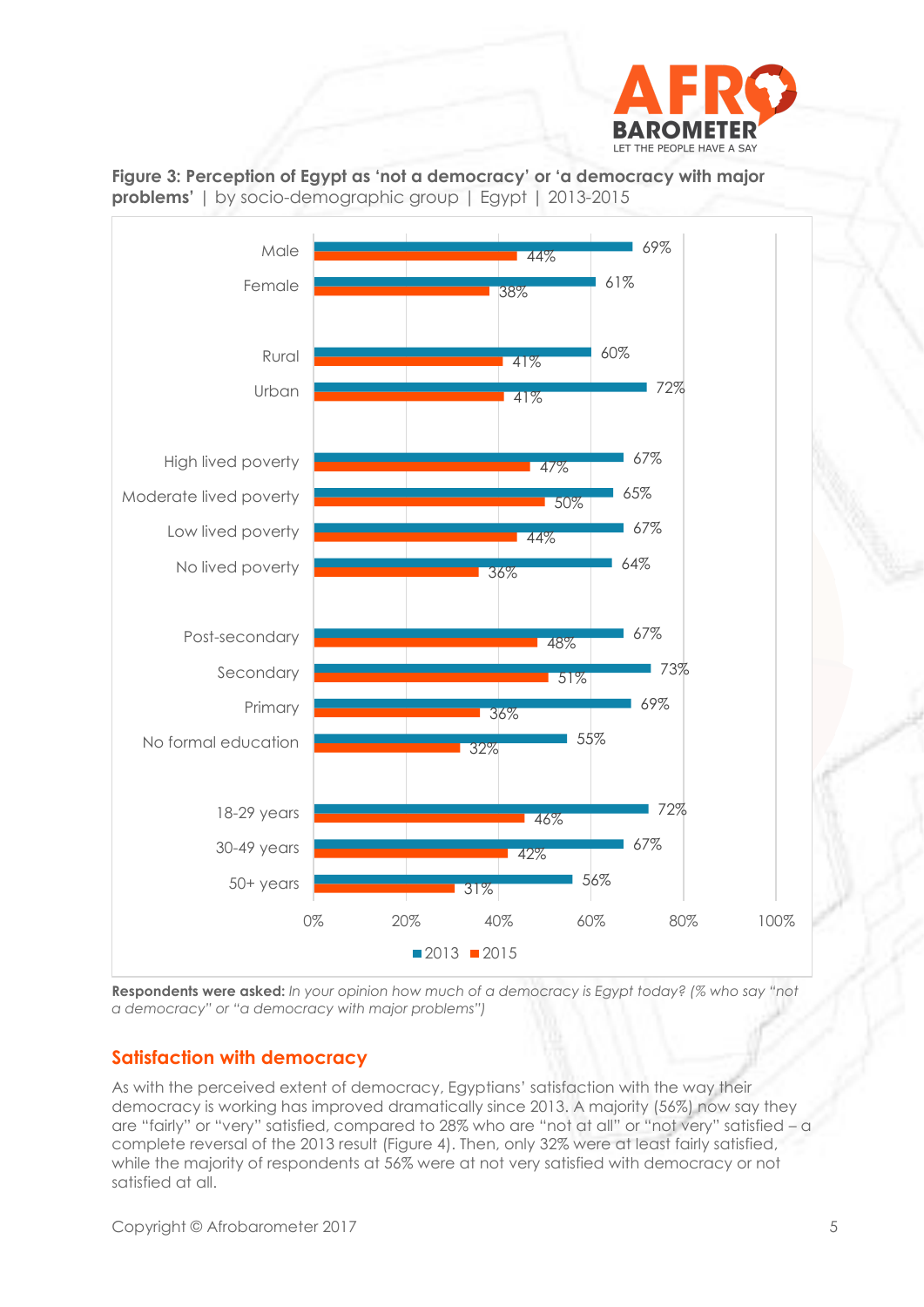**Figure 3: Perception of Egypt as 'not a democracy' or 'a democracy with major problems'** | by socio-demographic group | Egypt | 2013-2015

| | 2013 | 2015 |
|---|---|---|
| Male | 69% | 44% |
| Female | 61% | 38% |
| Rural | 60% | 41% |
| Urban | 72% | 41% |
| High lived poverty | 67% | 47% |
| Moderate lived poverty | 65% | 50% |
| Low lived poverty | 67% | 44% |
| No lived poverty | 64% | 36% |
| Post-secondary | 67% | 48% |
| Secondary | 73% | 51% |
| Primary | 69% | 36% |
| No formal education | 55% | 32% |
| 18-29 years | 72% | 46% |
| 30-49 years | 67% | 42% |
| 50+ years | 56% | 31% |

**Respondents were asked:** *In your opinion how much of a democracy is Egypt today? (% who say "not a democracy" or "a democracy with major problems")*

## Satisfaction with democracy

As with the perceived extent of democracy, Egyptians' satisfaction with the way their democracy is working has improved dramatically since 2013. A majority (56%) now say they are "fairly" or "very" satisfied, compared to 28% who are "not at all" or "not very" satisfied – a complete reversal of the 2013 result (Figure 4). Then, only 32% were at least fairly satisfied, while the majority of respondents at 56% were at not very satisfied with democracy or not satisfied at all.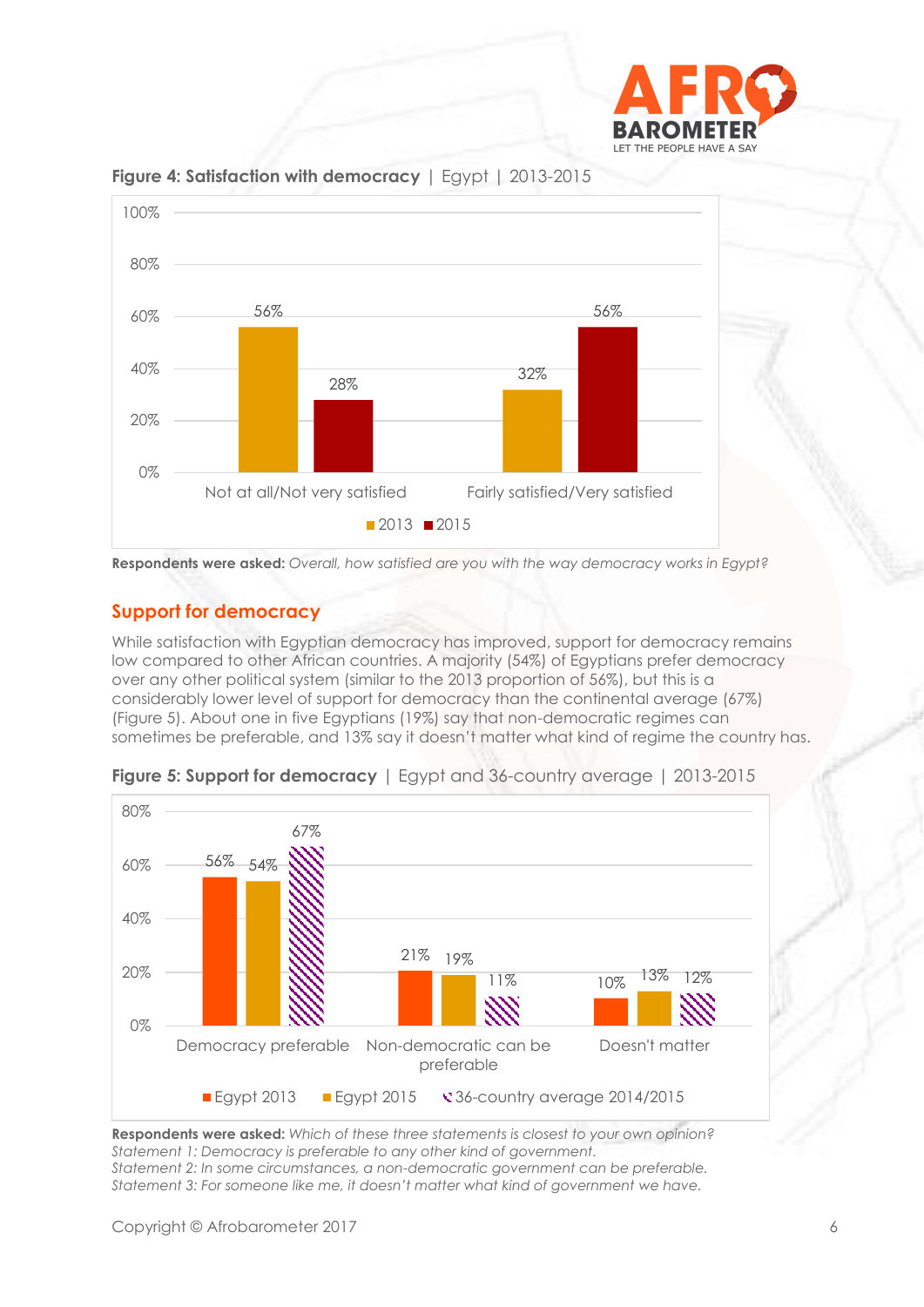**Figure 4: Satisfaction with democracy** | Egypt | 2013-2015

| | 2013 | 2015 |
|---|---|---|
| Not at all/Not very satisfied | 56% | 28% |
| Fairly satisfied/Very satisfied | 32% | 56% |

**Respondents were asked:** *Overall, how satisfied are you with the way democracy works in Egypt?*

## Support for democracy

While satisfaction with Egyptian democracy has improved, support for democracy remains low compared to other African countries. A majority (54%) of Egyptians prefer democracy over any other political system (similar to the 2013 proportion of 56%), but this is a considerably lower level of support for democracy than the continental average (67%) (Figure 5). About one in five Egyptians (19%) say that non-democratic regimes can sometimes be preferable, and 13% say it doesn't matter what kind of regime the country has.

**Figure 5: Support for democracy** | Egypt and 36-country average | 2013-2015

| | Egypt 2013 | Egypt 2015 | 36-country average 2014/2015 |
|---|---|---|---|
| Democracy preferable | 56% | 54% | 67% |
| Non-democratic can be preferable | 21% | 19% | 11% |
| Doesn't matter | 10% | 13% | 12% |

**Respondents were asked:** *Which of these three statements is closest to your own opinion?*
*Statement 1: Democracy is preferable to any other kind of government.*
*Statement 2: In some circumstances, a non-democratic government can be preferable.*
*Statement 3: For someone like me, it doesn't matter what kind of government we have.*

Copyright © Afrobarometer 2017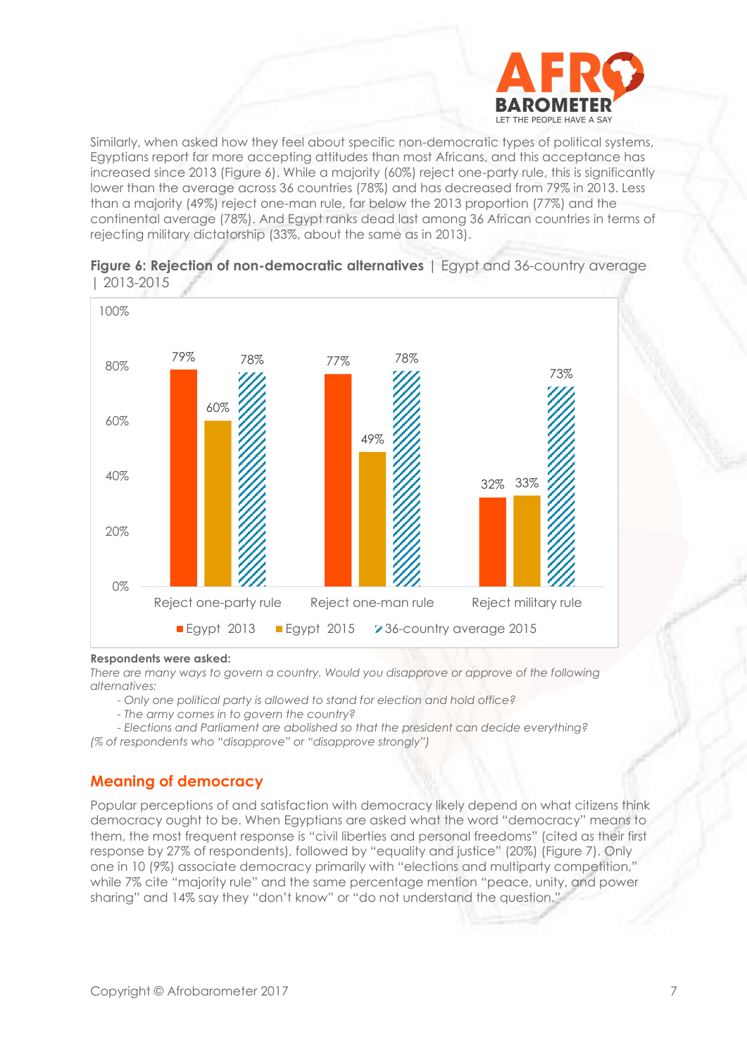Similarly, when asked how they feel about specific non-democratic types of political systems, Egyptians report far more accepting attitudes than most Africans, and this acceptance has increased since 2013 (Figure 6). While a majority (60%) reject one-party rule, this is significantly lower than the average across 36 countries (78%) and has decreased from 79% in 2013. Less than a majority (49%) reject one-man rule, far below the 2013 proportion (77%) and the continental average (78%). And Egypt ranks dead last among 36 African countries in terms of rejecting military dictatorship (33%, about the same as in 2013).

**Figure 6: Rejection of non-democratic alternatives** | Egypt and 36-country average | 2013-2015

| | Egypt 2013 | Egypt 2015 | 36-country average 2015 |
|---|---|---|---|
| Reject one-party rule | 79% | 60% | 78% |
| Reject one-man rule | 77% | 49% | 78% |
| Reject military rule | 32% | 33% | 73% |

**Respondents were asked:**
*There are many ways to govern a country. Would you disapprove or approve of the following alternatives:*
- *Only one political party is allowed to stand for election and hold office?*
- *The army comes in to govern the country?*
- *Elections and Parliament are abolished so that the president can decide everything?*

*(% of respondents who "disapprove" or "disapprove strongly")*

## Meaning of democracy

Popular perceptions of and satisfaction with democracy likely depend on what citizens think democracy ought to be. When Egyptians are asked what the word "democracy" means to them, the most frequent response is "civil liberties and personal freedoms" (cited as their first response by 27% of respondents), followed by "equality and justice" (20%) (Figure 7). Only one in 10 (9%) associate democracy primarily with "elections and multiparty competition," while 7% cite "majority rule" and the same percentage mention "peace, unity, and power sharing" and 14% say they "don't know" or "do not understand the question."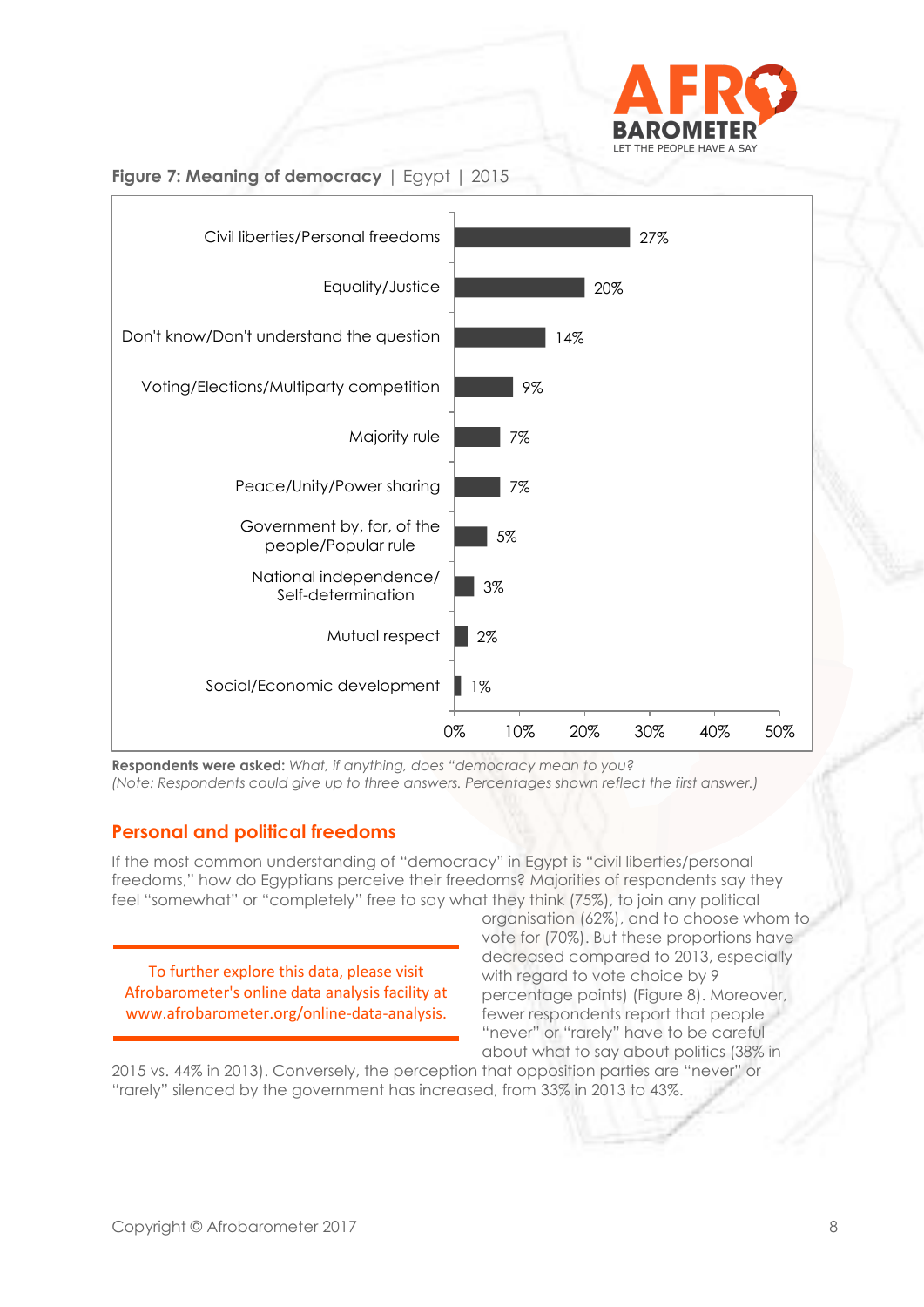**Figure 7: Meaning of democracy** | Egypt | 2015

| Meaning | Percentage |
|---|---|
| Civil liberties/Personal freedoms | 27% |
| Equality/Justice | 20% |
| Don't know/Don't understand the question | 14% |
| Voting/Elections/Multiparty competition | 9% |
| Majority rule | 7% |
| Peace/Unity/Power sharing | 7% |
| Government by, for, of the people/Popular rule | 5% |
| National independence/ Self-determination | 3% |
| Mutual respect | 2% |
| Social/Economic development | 1% |

**Respondents were asked:** *What, if anything, does "democracy mean to you?*
*(Note: Respondents could give up to three answers. Percentages shown reflect the first answer.)*

## Personal and political freedoms

If the most common understanding of "democracy" in Egypt is "civil liberties/personal freedoms," how do Egyptians perceive their freedoms? Majorities of respondents say they feel "somewhat" or "completely" free to say what they think (75%), to join any political organisation (62%), and to choose whom to vote for (70%). But these proportions have decreased compared to 2013, especially with regard to vote choice by 9 percentage points) (Figure 8). Moreover, fewer respondents report that people "never" or "rarely" have to be careful about what to say about politics (38% in 2015 vs. 44% in 2013). Conversely, the perception that opposition parties are "never" or "rarely" silenced by the government has increased, from 33% in 2013 to 43%.

To further explore this data, please visit Afrobarometer's online data analysis facility at www.afrobarometer.org/online-data-analysis.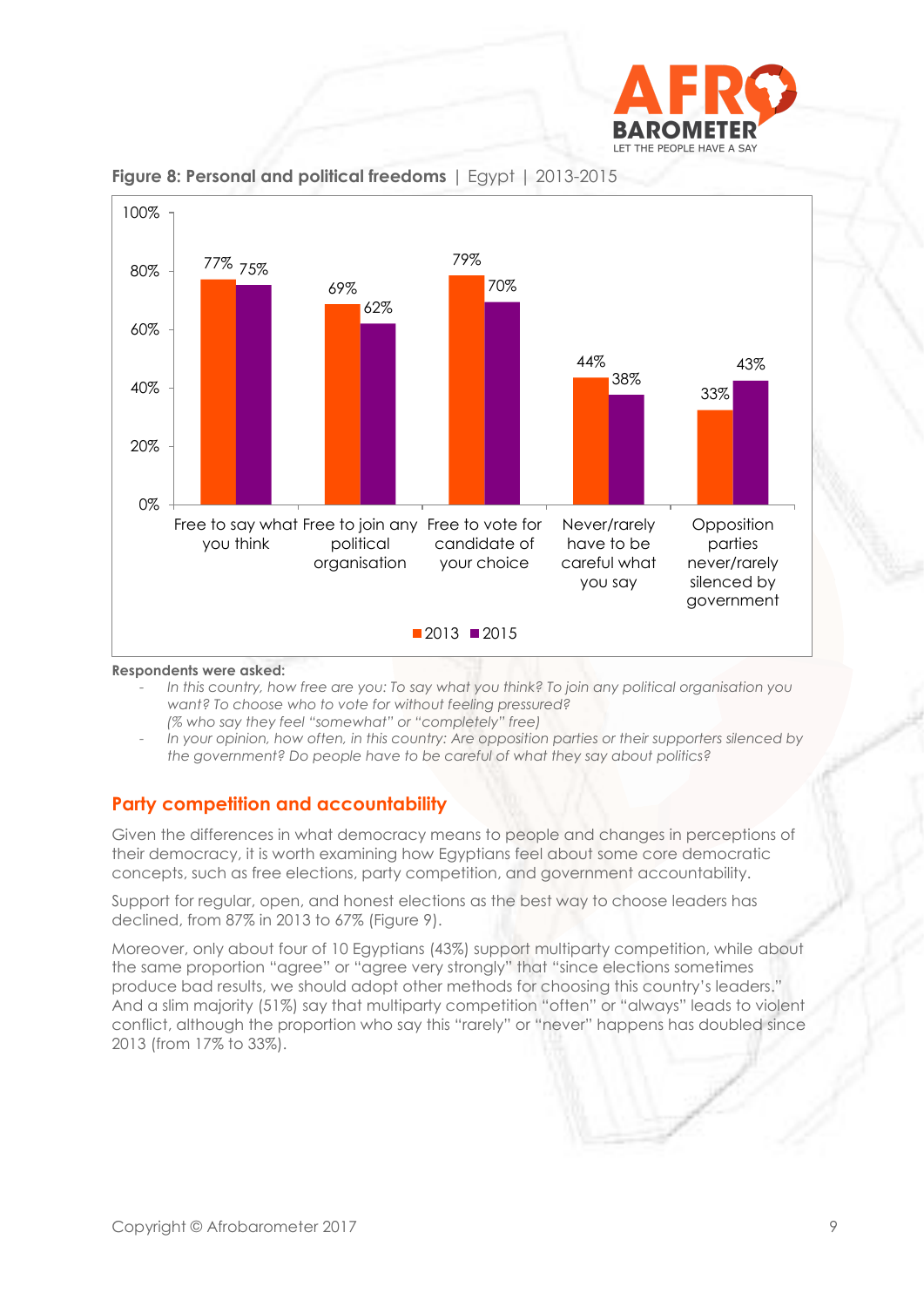**Figure 8: Personal and political freedoms** | Egypt | 2013-2015

| | 2013 | 2015 |
|---|---|---|
| Free to say what you think | 77% | 75% |
| Free to join any political organisation | 69% | 62% |
| Free to vote for candidate of your choice | 79% | 70% |
| Never/rarely have to be careful what you say | 44% | 38% |
| Opposition parties never/rarely silenced by government | 33% | 43% |

**Respondents were asked:**

- *In this country, how free are you: To say what you think? To join any political organisation you want? To choose who to vote for without feeling pressured?*
  *(% who say they feel "somewhat" or "completely" free)*
- *In your opinion, how often, in this country: Are opposition parties or their supporters silenced by the government? Do people have to be careful of what they say about politics?*

## Party competition and accountability

Given the differences in what democracy means to people and changes in perceptions of their democracy, it is worth examining how Egyptians feel about some core democratic concepts, such as free elections, party competition, and government accountability.

Support for regular, open, and honest elections as the best way to choose leaders has declined, from 87% in 2013 to 67% (Figure 9).

Moreover, only about four of 10 Egyptians (43%) support multiparty competition, while about the same proportion "agree" or "agree very strongly" that "since elections sometimes produce bad results, we should adopt other methods for choosing this country's leaders." And a slim majority (51%) say that multiparty competition "often" or "always" leads to violent conflict, although the proportion who say this "rarely" or "never" happens has doubled since 2013 (from 17% to 33%).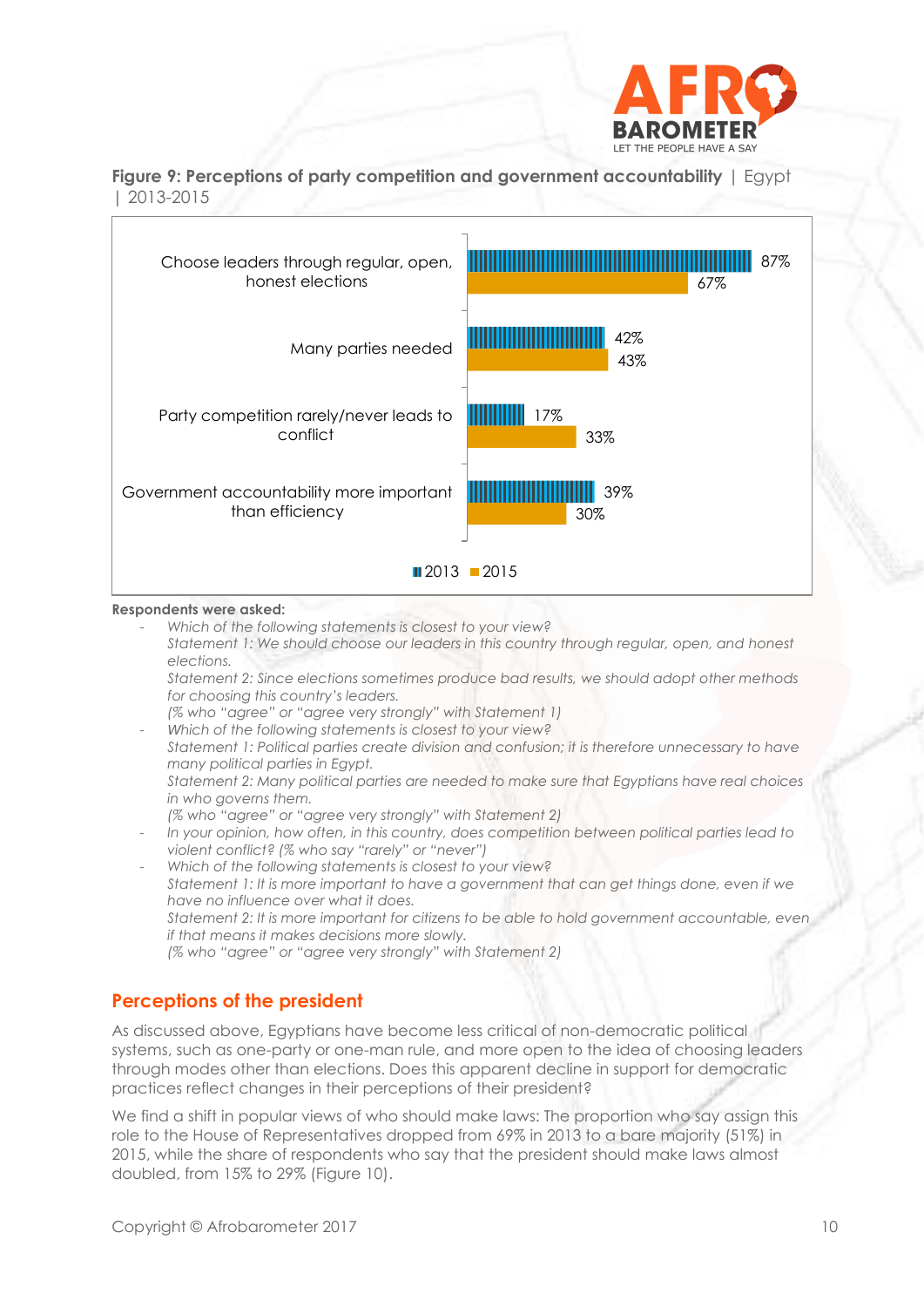**Figure 9: Perceptions of party competition and government accountability** | Egypt | 2013-2015

| | 2013 | 2015 |
|---|---|---|
| Choose leaders through regular, open, honest elections | 87% | 67% |
| Many parties needed | 42% | 43% |
| Party competition rarely/never leads to conflict | 17% | 33% |
| Government accountability more important than efficiency | 39% | 30% |

**Respondents were asked:**

- *Which of the following statements is closest to your view?*
  *Statement 1: We should choose our leaders in this country through regular, open, and honest elections.*
  *Statement 2: Since elections sometimes produce bad results, we should adopt other methods for choosing this country's leaders.*
  *(% who "agree" or "agree very strongly" with Statement 1)*
- *Which of the following statements is closest to your view?*
  *Statement 1: Political parties create division and confusion; it is therefore unnecessary to have many political parties in Egypt.*
  *Statement 2: Many political parties are needed to make sure that Egyptians have real choices in who governs them.*
  *(% who "agree" or "agree very strongly" with Statement 2)*
- *In your opinion, how often, in this country, does competition between political parties lead to violent conflict? (% who say "rarely" or "never")*
- *Which of the following statements is closest to your view?*
  *Statement 1: It is more important to have a government that can get things done, even if we have no influence over what it does.*
  *Statement 2: It is more important for citizens to be able to hold government accountable, even if that means it makes decisions more slowly.*
  *(% who "agree" or "agree very strongly" with Statement 2)*

## Perceptions of the president

As discussed above, Egyptians have become less critical of non-democratic political systems, such as one-party or one-man rule, and more open to the idea of choosing leaders through modes other than elections. Does this apparent decline in support for democratic practices reflect changes in their perceptions of their president?

We find a shift in popular views of who should make laws: The proportion who say assign this role to the House of Representatives dropped from 69% in 2013 to a bare majority (51%) in 2015, while the share of respondents who say that the president should make laws almost doubled, from 15% to 29% (Figure 10).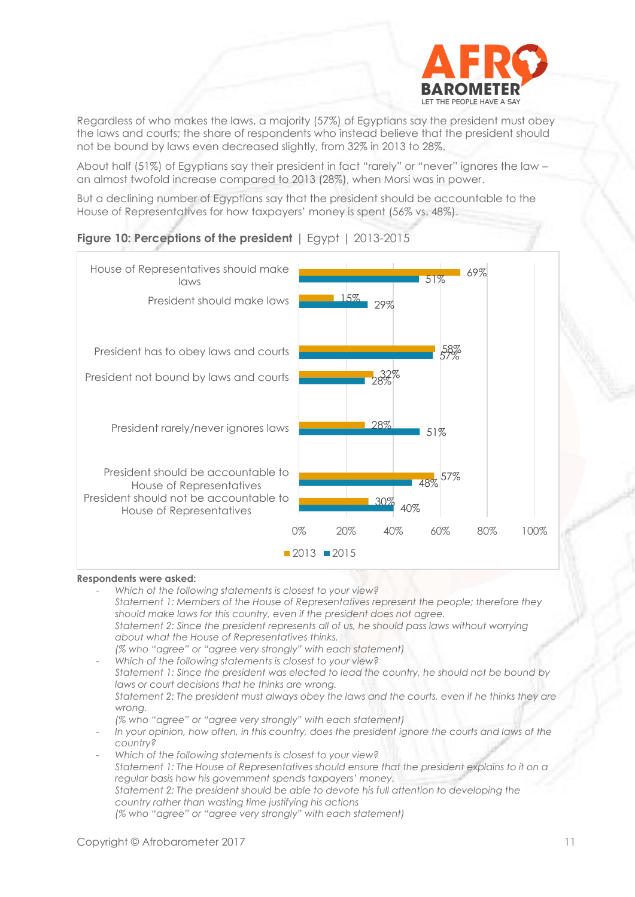Regardless of who makes the laws, a majority (57%) of Egyptians say the president must obey the laws and courts; the share of respondents who instead believe that the president should not be bound by laws even decreased slightly, from 32% in 2013 to 28%.

About half (51%) of Egyptians say their president in fact "rarely" or "never" ignores the law – an almost twofold increase compared to 2013 (28%), when Morsi was in power.

But a declining number of Egyptians say that the president should be accountable to the House of Representatives for how taxpayers' money is spent (56% vs. 48%).

**Figure 10: Perceptions of the president** | Egypt | 2013-2015

| | 2013 | 2015 |
|---|---|---|
| House of Representatives should make laws | 69% | 51% |
| President should make laws | 15% | 29% |
| President has to obey laws and courts | 58% | 57% |
| President not bound by laws and courts | 32% | 28% |
| President rarely/never ignores laws | 28% | 51% |
| President should be accountable to House of Representatives | 57% | 48% |
| President should not be accountable to House of Representatives | 30% | 40% |

**Respondents were asked:**

- *Which of the following statements is closest to your view?*
  *Statement 1: Members of the House of Representatives represent the people; therefore they should make laws for this country, even if the president does not agree.*
  *Statement 2: Since the president represents all of us, he should pass laws without worrying about what the House of Representatives thinks.*
  *(% who "agree" or "agree very strongly" with each statement)*
- *Which of the following statements is closest to your view?*
  *Statement 1: Since the president was elected to lead the country, he should not be bound by laws or court decisions that he thinks are wrong.*
  *Statement 2: The president must always obey the laws and the courts, even if he thinks they are wrong.*
  *(% who "agree" or "agree very strongly" with each statement)*
- *In your opinion, how often, in this country, does the president ignore the courts and laws of the country?*
- *Which of the following statements is closest to your view?*
  *Statement 1: The House of Representatives should ensure that the president explains to it on a regular basis how his government spends taxpayers' money.*
  *Statement 2: The president should be able to devote his full attention to developing the country rather than wasting time justifying his actions*
  *(% who "agree" or "agree very strongly" with each statement)*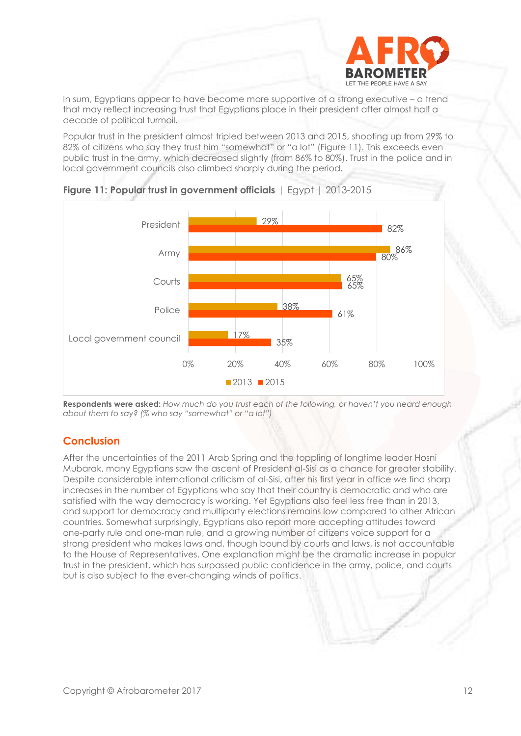In sum, Egyptians appear to have become more supportive of a strong executive – a trend that may reflect increasing trust that Egyptians place in their president after almost half a decade of political turmoil.

Popular trust in the president almost tripled between 2013 and 2015, shooting up from 29% to 82% of citizens who say they trust him "somewhat" or "a lot" (Figure 11). This exceeds even public trust in the army, which decreased slightly (from 86% to 80%). Trust in the police and in local government councils also climbed sharply during the period.

**Figure 11: Popular trust in government officials** | Egypt | 2013-2015

| | 2013 | 2015 |
|---|---|---|
| President | 29% | 82% |
| Army | 86% | 80% |
| Courts | 65% | 65% |
| Police | 38% | 61% |
| Local government council | 17% | 35% |

**Respondents were asked:** *How much do you trust each of the following, or haven't you heard enough about them to say? (% who say "somewhat" or "a lot")*

## Conclusion

After the uncertainties of the 2011 Arab Spring and the toppling of longtime leader Hosni Mubarak, many Egyptians saw the ascent of President al-Sisi as a chance for greater stability. Despite considerable international criticism of al-Sisi, after his first year in office we find sharp increases in the number of Egyptians who say that their country is democratic and who are satisfied with the way democracy is working. Yet Egyptians also feel less free than in 2013, and support for democracy and multiparty elections remains low compared to other African countries. Somewhat surprisingly, Egyptians also report more accepting attitudes toward one-party rule and one-man rule, and a growing number of citizens voice support for a strong president who makes laws and, though bound by courts and laws, is not accountable to the House of Representatives. One explanation might be the dramatic increase in popular trust in the president, which has surpassed public confidence in the army, police, and courts but is also subject to the ever-changing winds of politics.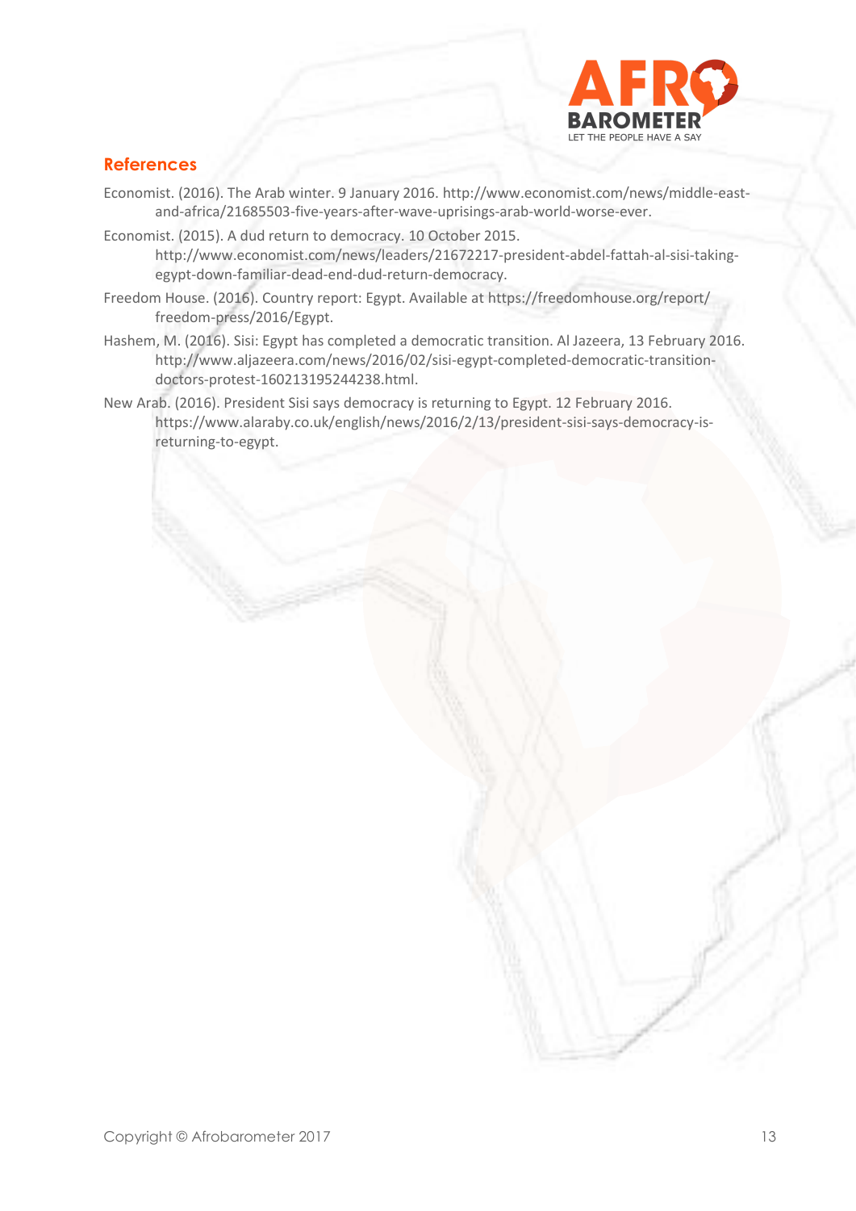## References

Economist. (2016). The Arab winter. 9 January 2016. http://www.economist.com/news/middle-east-and-africa/21685503-five-years-after-wave-uprisings-arab-world-worse-ever.

Economist. (2015). A dud return to democracy. 10 October 2015. http://www.economist.com/news/leaders/21672217-president-abdel-fattah-al-sisi-taking-egypt-down-familiar-dead-end-dud-return-democracy.

Freedom House. (2016). Country report: Egypt. Available at https://freedomhouse.org/report/freedom-press/2016/Egypt.

Hashem, M. (2016). Sisi: Egypt has completed a democratic transition. Al Jazeera, 13 February 2016. http://www.aljazeera.com/news/2016/02/sisi-egypt-completed-democratic-transition-doctors-protest-160213195244238.html.

New Arab. (2016). President Sisi says democracy is returning to Egypt. 12 February 2016. https://www.alaraby.co.uk/english/news/2016/2/13/president-sisi-says-democracy-is-returning-to-egypt.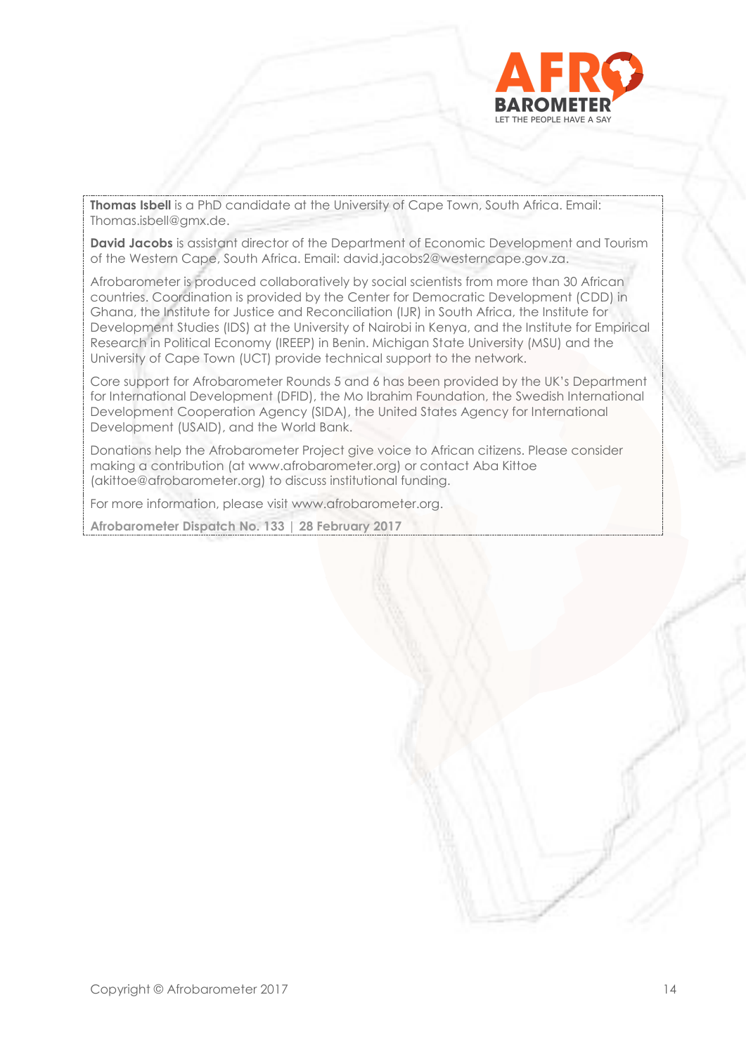**Thomas Isbell** is a PhD candidate at the University of Cape Town, South Africa. Email: Thomas.isbell@gmx.de.

**David Jacobs** is assistant director of the Department of Economic Development and Tourism of the Western Cape, South Africa. Email: david.jacobs2@westerncape.gov.za.

Afrobarometer is produced collaboratively by social scientists from more than 30 African countries. Coordination is provided by the Center for Democratic Development (CDD) in Ghana, the Institute for Justice and Reconciliation (IJR) in South Africa, the Institute for Development Studies (IDS) at the University of Nairobi in Kenya, and the Institute for Empirical Research in Political Economy (IREEP) in Benin. Michigan State University (MSU) and the University of Cape Town (UCT) provide technical support to the network.

Core support for Afrobarometer Rounds 5 and 6 has been provided by the UK's Department for International Development (DFID), the Mo Ibrahim Foundation, the Swedish International Development Cooperation Agency (SIDA), the United States Agency for International Development (USAID), and the World Bank.

Donations help the Afrobarometer Project give voice to African citizens. Please consider making a contribution (at www.afrobarometer.org) or contact Aba Kittoe (akittoe@afrobarometer.org) to discuss institutional funding.

For more information, please visit www.afrobarometer.org.

**Afrobarometer Dispatch No. 133 | 28 February 2017**

Copyright © Afrobarometer 2017